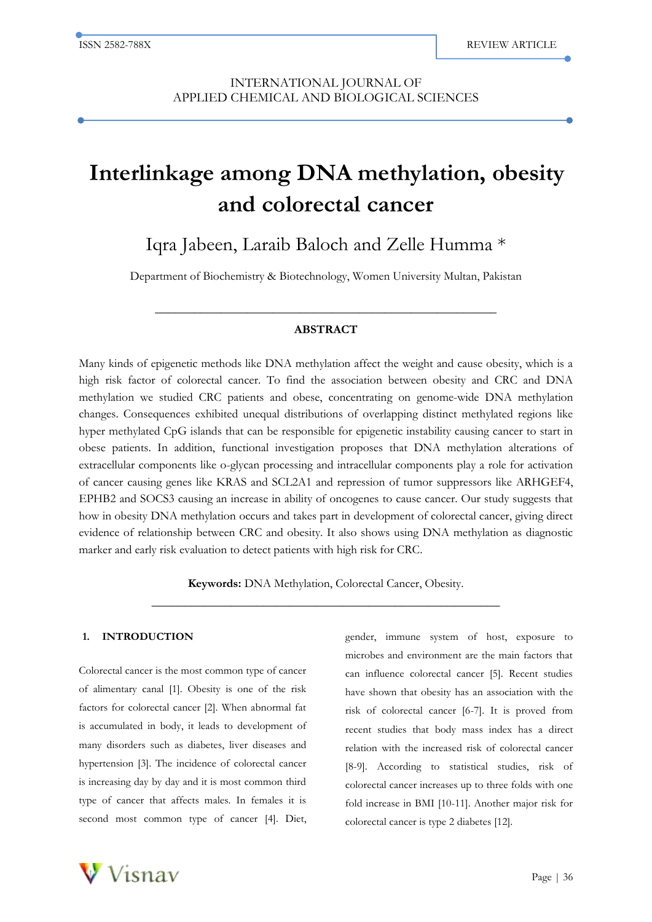# Interlinkage among DNA methylation, obesity and colorectal cancer

Iqra Jabeen, Laraib Baloch and Zelle Humma *

Department of Biochemistry & Biotechnology, Women University Multan, Pakistan

## ABSTRACT

Many kinds of epigenetic methods like DNA methylation affect the weight and cause obesity, which is a high risk factor of colorectal cancer. To find the association between obesity and CRC and DNA methylation we studied CRC patients and obese, concentrating on genome-wide DNA methylation changes. Consequences exhibited unequal distributions of overlapping distinct methylated regions like hyper methylated CpG islands that can be responsible for epigenetic instability causing cancer to start in obese patients. In addition, functional investigation proposes that DNA methylation alterations of extracellular components like o-glycan processing and intracellular components play a role for activation of cancer causing genes like KRAS and SCL2A1 and repression of tumor suppressors like ARHGEF4, EPHB2 and SOCS3 causing an increase in ability of oncogenes to cause cancer. Our study suggests that how in obesity DNA methylation occurs and takes part in development of colorectal cancer, giving direct evidence of relationship between CRC and obesity. It also shows using DNA methylation as diagnostic marker and early risk evaluation to detect patients with high risk for CRC.

**Keywords:** DNA Methylation, Colorectal Cancer, Obesity.

## 1. INTRODUCTION

Colorectal cancer is the most common type of cancer of alimentary canal [1]. Obesity is one of the risk factors for colorectal cancer [2]. When abnormal fat is accumulated in body, it leads to development of many disorders such as diabetes, liver diseases and hypertension [3]. The incidence of colorectal cancer is increasing day by day and it is most common third type of cancer that affects males. In females it is second most common type of cancer [4]. Diet, gender, immune system of host, exposure to microbes and environment are the main factors that can influence colorectal cancer [5]. Recent studies have shown that obesity has an association with the risk of colorectal cancer [6-7]. It is proved from recent studies that body mass index has a direct relation with the increased risk of colorectal cancer [8-9]. According to statistical studies, risk of colorectal cancer increases up to three folds with one fold increase in BMI [10-11]. Another major risk for colorectal cancer is type 2 diabetes [12].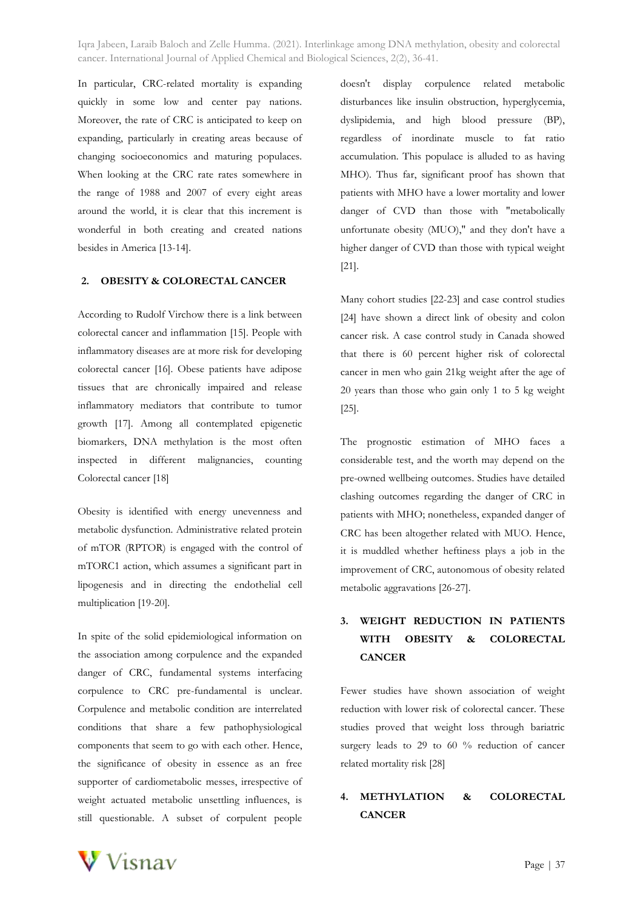In particular, CRC-related mortality is expanding quickly in some low and center pay nations. Moreover, the rate of CRC is anticipated to keep on expanding, particularly in creating areas because of changing socioeconomics and maturing populaces. When looking at the CRC rate rates somewhere in the range of 1988 and 2007 of every eight areas around the world, it is clear that this increment is wonderful in both creating and created nations besides in America [13-14].

## 2. OBESITY & COLORECTAL CANCER

According to Rudolf Virchow there is a link between colorectal cancer and inflammation [15]. People with inflammatory diseases are at more risk for developing colorectal cancer [16]. Obese patients have adipose tissues that are chronically impaired and release inflammatory mediators that contribute to tumor growth [17]. Among all contemplated epigenetic biomarkers, DNA methylation is the most often inspected in different malignancies, counting Colorectal cancer [18]

Obesity is identified with energy unevenness and metabolic dysfunction. Administrative related protein of mTOR (RPTOR) is engaged with the control of mTORC1 action, which assumes a significant part in lipogenesis and in directing the endothelial cell multiplication [19-20].

In spite of the solid epidemiological information on the association among corpulence and the expanded danger of CRC, fundamental systems interfacing corpulence to CRC pre-fundamental is unclear. Corpulence and metabolic condition are interrelated conditions that share a few pathophysiological components that seem to go with each other. Hence, the significance of obesity in essence as an free supporter of cardiometabolic messes, irrespective of weight actuated metabolic unsettling influences, is still questionable. A subset of corpulent people doesn't display corpulence related metabolic disturbances like insulin obstruction, hyperglycemia, dyslipidemia, and high blood pressure (BP), regardless of inordinate muscle to fat ratio accumulation. This populace is alluded to as having MHO). Thus far, significant proof has shown that patients with MHO have a lower mortality and lower danger of CVD than those with "metabolically unfortunate obesity (MUO)," and they don't have a higher danger of CVD than those with typical weight [21].

Many cohort studies [22-23] and case control studies [24] have shown a direct link of obesity and colon cancer risk. A case control study in Canada showed that there is 60 percent higher risk of colorectal cancer in men who gain 21kg weight after the age of 20 years than those who gain only 1 to 5 kg weight [25].

The prognostic estimation of MHO faces a considerable test, and the worth may depend on the pre-owned wellbeing outcomes. Studies have detailed clashing outcomes regarding the danger of CRC in patients with MHO; nonetheless, expanded danger of CRC has been altogether related with MUO. Hence, it is muddled whether heftiness plays a job in the improvement of CRC, autonomous of obesity related metabolic aggravations [26-27].

## 3. WEIGHT REDUCTION IN PATIENTS WITH OBESITY & COLORECTAL CANCER

Fewer studies have shown association of weight reduction with lower risk of colorectal cancer. These studies proved that weight loss through bariatric surgery leads to 29 to 60 % reduction of cancer related mortality risk [28]

## 4. METHYLATION & COLORECTAL CANCER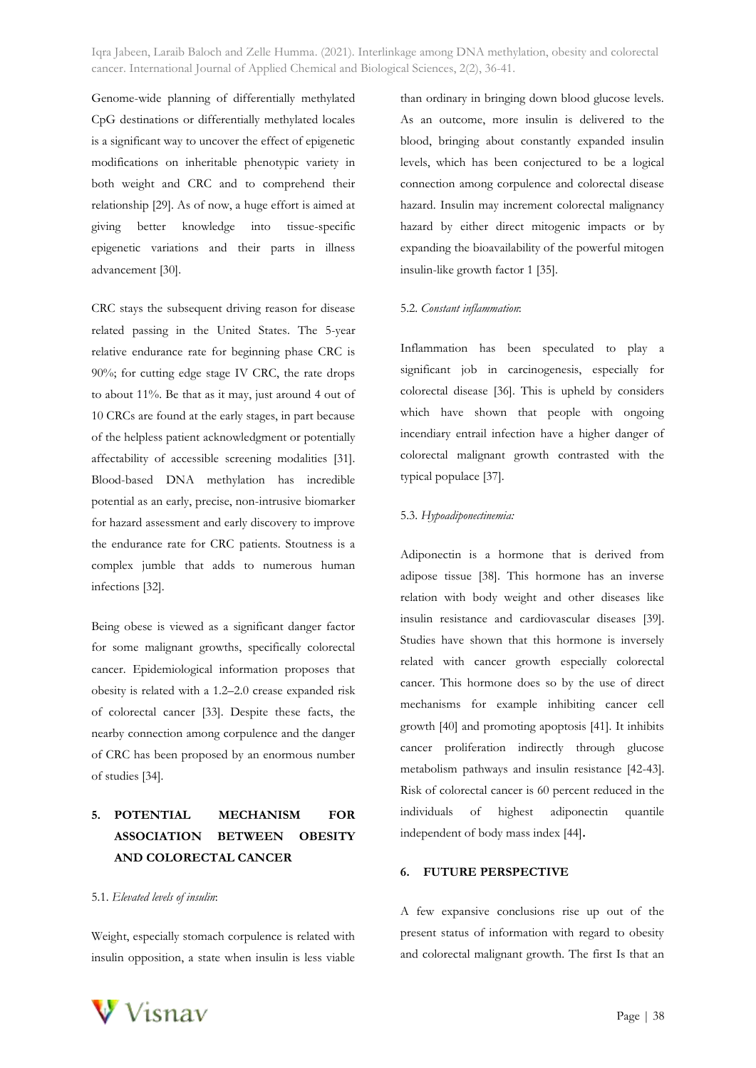Genome-wide planning of differentially methylated CpG destinations or differentially methylated locales is a significant way to uncover the effect of epigenetic modifications on inheritable phenotypic variety in both weight and CRC and to comprehend their relationship [29]. As of now, a huge effort is aimed at giving better knowledge into tissue-specific epigenetic variations and their parts in illness advancement [30].

CRC stays the subsequent driving reason for disease related passing in the United States. The 5-year relative endurance rate for beginning phase CRC is 90%; for cutting edge stage IV CRC, the rate drops to about 11%. Be that as it may, just around 4 out of 10 CRCs are found at the early stages, in part because of the helpless patient acknowledgment or potentially affectability of accessible screening modalities [31]. Blood-based DNA methylation has incredible potential as an early, precise, non-intrusive biomarker for hazard assessment and early discovery to improve the endurance rate for CRC patients. Stoutness is a complex jumble that adds to numerous human infections [32].

Being obese is viewed as a significant danger factor for some malignant growths, specifically colorectal cancer. Epidemiological information proposes that obesity is related with a 1.2–2.0 crease expanded risk of colorectal cancer [33]. Despite these facts, the nearby connection among corpulence and the danger of CRC has been proposed by an enormous number of studies [34].

## 5. POTENTIAL MECHANISM FOR ASSOCIATION BETWEEN OBESITY AND COLORECTAL CANCER

### 5.1. *Elevated levels of insulin*:

Weight, especially stomach corpulence is related with insulin opposition, a state when insulin is less viable than ordinary in bringing down blood glucose levels. As an outcome, more insulin is delivered to the blood, bringing about constantly expanded insulin levels, which has been conjectured to be a logical connection among corpulence and colorectal disease hazard. Insulin may increment colorectal malignancy hazard by either direct mitogenic impacts or by expanding the bioavailability of the powerful mitogen insulin-like growth factor 1 [35].

### 5.2. *Constant inflammation*:

Inflammation has been speculated to play a significant job in carcinogenesis, especially for colorectal disease [36]. This is upheld by considers which have shown that people with ongoing incendiary entrail infection have a higher danger of colorectal malignant growth contrasted with the typical populace [37].

### 5.3. *Hypoadiponectinemia:*

Adiponectin is a hormone that is derived from adipose tissue [38]. This hormone has an inverse relation with body weight and other diseases like insulin resistance and cardiovascular diseases [39]. Studies have shown that this hormone is inversely related with cancer growth especially colorectal cancer. This hormone does so by the use of direct mechanisms for example inhibiting cancer cell growth [40] and promoting apoptosis [41]. It inhibits cancer proliferation indirectly through glucose metabolism pathways and insulin resistance [42-43]. Risk of colorectal cancer is 60 percent reduced in the individuals of highest adiponectin quantile independent of body mass index [44].

## 6. FUTURE PERSPECTIVE

A few expansive conclusions rise up out of the present status of information with regard to obesity and colorectal malignant growth. The first Is that an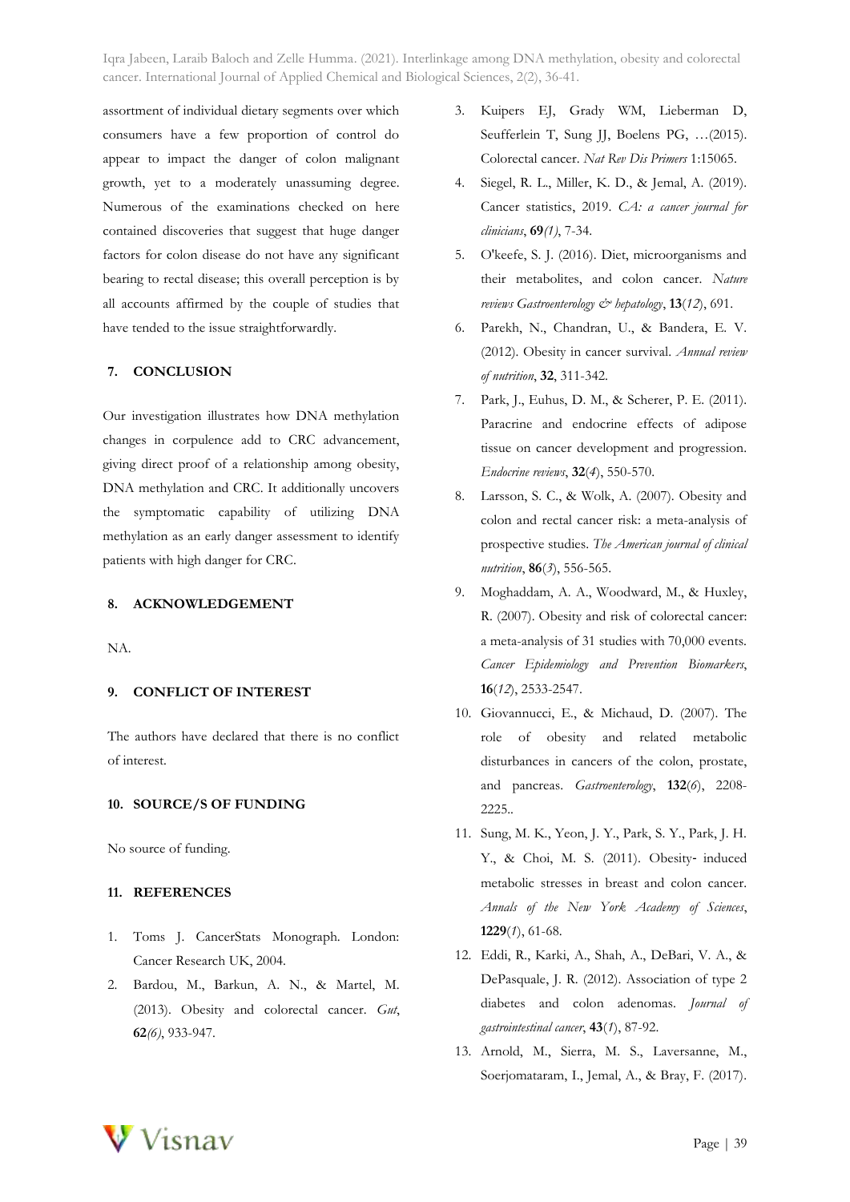assortment of individual dietary segments over which consumers have a few proportion of control do appear to impact the danger of colon malignant growth, yet to a moderately unassuming degree. Numerous of the examinations checked on here contained discoveries that suggest that huge danger factors for colon disease do not have any significant bearing to rectal disease; this overall perception is by all accounts affirmed by the couple of studies that have tended to the issue straightforwardly.

## 7. CONCLUSION

Our investigation illustrates how DNA methylation changes in corpulence add to CRC advancement, giving direct proof of a relationship among obesity, DNA methylation and CRC. It additionally uncovers the symptomatic capability of utilizing DNA methylation as an early danger assessment to identify patients with high danger for CRC.

## 8. ACKNOWLEDGEMENT

NA.

## 9. CONFLICT OF INTEREST

The authors have declared that there is no conflict of interest.

## 10. SOURCE/S OF FUNDING

No source of funding.

## 11. REFERENCES

1. Toms J. CancerStats Monograph. London: Cancer Research UK, 2004.
2. Bardou, M., Barkun, A. N., & Martel, M. (2013). Obesity and colorectal cancer. *Gut*, **62***(6)*, 933-947.
3. Kuipers EJ, Grady WM, Lieberman D, Seufferlein T, Sung JJ, Boelens PG, …(2015). Colorectal cancer. *Nat Rev Dis Primers* 1:15065.
4. Siegel, R. L., Miller, K. D., & Jemal, A. (2019). Cancer statistics, 2019. *CA: a cancer journal for clinicians*, **69***(1)*, 7-34.
5. O'keefe, S. J. (2016). Diet, microorganisms and their metabolites, and colon cancer. *Nature reviews Gastroenterology & hepatology*, **13**(*12*), 691.
6. Parekh, N., Chandran, U., & Bandera, E. V. (2012). Obesity in cancer survival. *Annual review of nutrition*, **32**, 311-342.
7. Park, J., Euhus, D. M., & Scherer, P. E. (2011). Paracrine and endocrine effects of adipose tissue on cancer development and progression. *Endocrine reviews*, **32**(*4*), 550-570.
8. Larsson, S. C., & Wolk, A. (2007). Obesity and colon and rectal cancer risk: a meta-analysis of prospective studies. *The American journal of clinical nutrition*, **86**(*3*), 556-565.
9. Moghaddam, A. A., Woodward, M., & Huxley, R. (2007). Obesity and risk of colorectal cancer: a meta-analysis of 31 studies with 70,000 events. *Cancer Epidemiology and Prevention Biomarkers*, **16**(*12*), 2533-2547.
10. Giovannucci, E., & Michaud, D. (2007). The role of obesity and related metabolic disturbances in cancers of the colon, prostate, and pancreas. *Gastroenterology*, **132**(*6*), 2208-2225..
11. Sung, M. K., Yeon, J. Y., Park, S. Y., Park, J. H. Y., & Choi, M. S. (2011). Obesity- induced metabolic stresses in breast and colon cancer. *Annals of the New York Academy of Sciences*, **1229**(*1*), 61-68.
12. Eddi, R., Karki, A., Shah, A., DeBari, V. A., & DePasquale, J. R. (2012). Association of type 2 diabetes and colon adenomas. *Journal of gastrointestinal cancer*, **43**(*1*), 87-92.
13. Arnold, M., Sierra, M. S., Laversanne, M., Soerjomataram, I., Jemal, A., & Bray, F. (2017).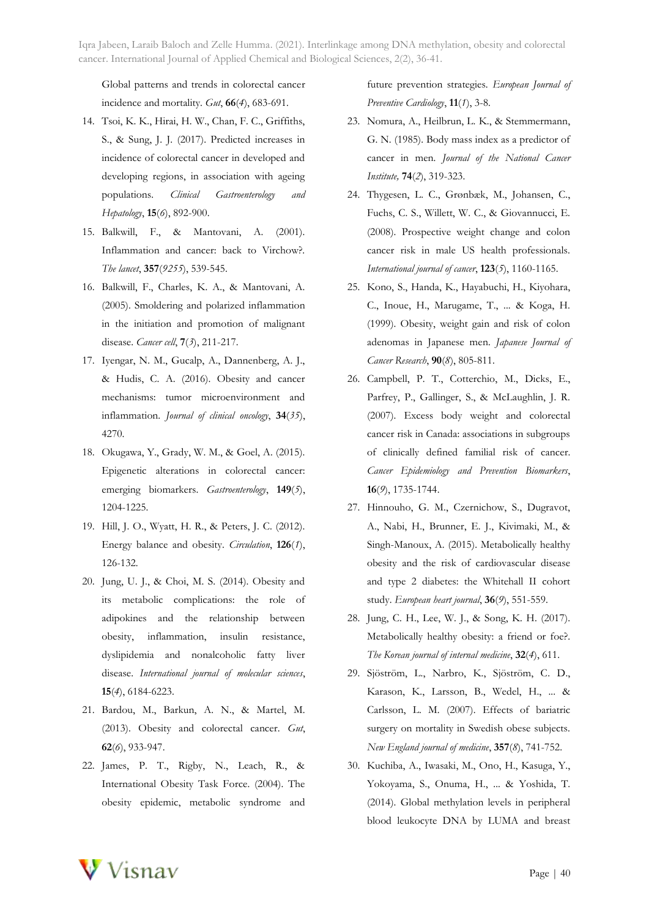Global patterns and trends in colorectal cancer incidence and mortality. *Gut*, **66**(*4*), 683-691.

14. Tsoi, K. K., Hirai, H. W., Chan, F. C., Griffiths, S., & Sung, J. J. (2017). Predicted increases in incidence of colorectal cancer in developed and developing regions, in association with ageing populations. *Clinical Gastroenterology and Hepatology*, **15**(*6*), 892-900.
15. Balkwill, F., & Mantovani, A. (2001). Inflammation and cancer: back to Virchow?. *The lancet*, **357**(*9255*), 539-545.
16. Balkwill, F., Charles, K. A., & Mantovani, A. (2005). Smoldering and polarized inflammation in the initiation and promotion of malignant disease. *Cancer cell*, **7**(*3*), 211-217.
17. Iyengar, N. M., Gucalp, A., Dannenberg, A. J., & Hudis, C. A. (2016). Obesity and cancer mechanisms: tumor microenvironment and inflammation. *Journal of clinical oncology*, **34**(*35*), 4270.
18. Okugawa, Y., Grady, W. M., & Goel, A. (2015). Epigenetic alterations in colorectal cancer: emerging biomarkers. *Gastroenterology*, **149**(*5*), 1204-1225.
19. Hill, J. O., Wyatt, H. R., & Peters, J. C. (2012). Energy balance and obesity. *Circulation*, **126**(*1*), 126-132.
20. Jung, U. J., & Choi, M. S. (2014). Obesity and its metabolic complications: the role of adipokines and the relationship between obesity, inflammation, insulin resistance, dyslipidemia and nonalcoholic fatty liver disease. *International journal of molecular sciences*, **15**(*4*), 6184-6223.
21. Bardou, M., Barkun, A. N., & Martel, M. (2013). Obesity and colorectal cancer. *Gut*, **62**(*6*), 933-947.
22. James, P. T., Rigby, N., Leach, R., & International Obesity Task Force. (2004). The obesity epidemic, metabolic syndrome and future prevention strategies. *European Journal of Preventive Cardiology*, **11**(*1*), 3-8.
23. Nomura, A., Heilbrun, L. K., & Stemmermann, G. N. (1985). Body mass index as a predictor of cancer in men. *Journal of the National Cancer Institute,* **74**(*2*), 319-323.
24. Thygesen, L. C., Grønbæk, M., Johansen, C., Fuchs, C. S., Willett, W. C., & Giovannucci, E. (2008). Prospective weight change and colon cancer risk in male US health professionals. *International journal of cancer*, **123**(*5*), 1160-1165.
25. Kono, S., Handa, K., Hayabuchi, H., Kiyohara, C., Inoue, H., Marugame, T., ... & Koga, H. (1999). Obesity, weight gain and risk of colon adenomas in Japanese men. *Japanese Journal of Cancer Research*, **90**(*8*), 805-811.
26. Campbell, P. T., Cotterchio, M., Dicks, E., Parfrey, P., Gallinger, S., & McLaughlin, J. R. (2007). Excess body weight and colorectal cancer risk in Canada: associations in subgroups of clinically defined familial risk of cancer. *Cancer Epidemiology and Prevention Biomarkers*, **16**(*9*), 1735-1744.
27. Hinnouho, G. M., Czernichow, S., Dugravot, A., Nabi, H., Brunner, E. J., Kivimaki, M., & Singh-Manoux, A. (2015). Metabolically healthy obesity and the risk of cardiovascular disease and type 2 diabetes: the Whitehall II cohort study. *European heart journal*, **36**(*9*), 551-559.
28. Jung, C. H., Lee, W. J., & Song, K. H. (2017). Metabolically healthy obesity: a friend or foe?. *The Korean journal of internal medicine*, **32**(*4*), 611.
29. Sjöström, L., Narbro, K., Sjöström, C. D., Karason, K., Larsson, B., Wedel, H., ... & Carlsson, L. M. (2007). Effects of bariatric surgery on mortality in Swedish obese subjects. *New England journal of medicine*, **357**(*8*), 741-752.
30. Kuchiba, A., Iwasaki, M., Ono, H., Kasuga, Y., Yokoyama, S., Onuma, H., ... & Yoshida, T. (2014). Global methylation levels in peripheral blood leukocyte DNA by LUMA and breast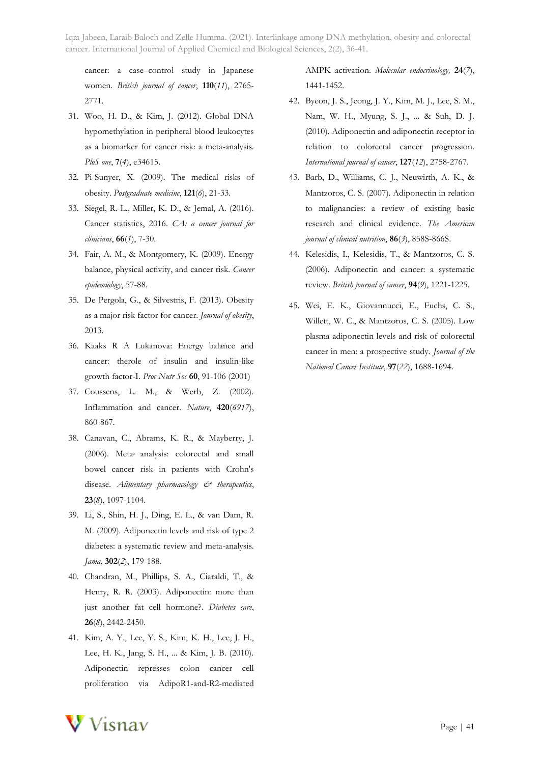cancer: a case–control study in Japanese women. *British journal of cancer*, **110**(*11*), 2765-2771.

31. Woo, H. D., & Kim, J. (2012). Global DNA hypomethylation in peripheral blood leukocytes as a biomarker for cancer risk: a meta-analysis. *PloS one*, **7**(*4*), e34615.
32. Pi-Sunyer, X. (2009). The medical risks of obesity. *Postgraduate medicine*, **121**(*6*), 21-33.
33. Siegel, R. L., Miller, K. D., & Jemal, A. (2016). Cancer statistics, 2016. *CA: a cancer journal for clinicians*, **66**(*1*), 7-30.
34. Fair, A. M., & Montgomery, K. (2009). Energy balance, physical activity, and cancer risk. *Cancer epidemiology*, 57-88.
35. De Pergola, G., & Silvestris, F. (2013). Obesity as a major risk factor for cancer. *Journal of obesity*, 2013.
36. Kaaks R A Lukanova: Energy balance and cancer: therole of insulin and insulin-like growth factor-I. *Proc Nutr Soc* **60**, 91-106 (2001)
37. Coussens, L. M., & Werb, Z. (2002). Inflammation and cancer. *Nature*, **420**(*6917*), 860-867.
38. Canavan, C., Abrams, K. R., & Mayberry, J. (2006). Meta‐ analysis: colorectal and small bowel cancer risk in patients with Crohn's disease. *Alimentary pharmacology & therapeutics*, **23**(*8*), 1097-1104.
39. Li, S., Shin, H. J., Ding, E. L., & van Dam, R. M. (2009). Adiponectin levels and risk of type 2 diabetes: a systematic review and meta-analysis. *Jama*, **302**(*2*), 179-188.
40. Chandran, M., Phillips, S. A., Ciaraldi, T., & Henry, R. R. (2003). Adiponectin: more than just another fat cell hormone?. *Diabetes care*, **26**(*8*), 2442-2450.
41. Kim, A. Y., Lee, Y. S., Kim, K. H., Lee, J. H., Lee, H. K., Jang, S. H., ... & Kim, J. B. (2010). Adiponectin represses colon cancer cell proliferation via AdipoR1-and-R2-mediated AMPK activation. *Molecular endocrinology,* **24**(*7*), 1441-1452.
42. Byeon, J. S., Jeong, J. Y., Kim, M. J., Lee, S. M., Nam, W. H., Myung, S. J., ... & Suh, D. J. (2010). Adiponectin and adiponectin receptor in relation to colorectal cancer progression. *International journal of cancer*, **127**(*12*), 2758-2767.
43. Barb, D., Williams, C. J., Neuwirth, A. K., & Mantzoros, C. S. (2007). Adiponectin in relation to malignancies: a review of existing basic research and clinical evidence. *The American journal of clinical nutrition*, **86**(*3*), 858S-866S.
44. Kelesidis, I., Kelesidis, T., & Mantzoros, C. S. (2006). Adiponectin and cancer: a systematic review. *British journal of cancer*, **94**(*9*), 1221-1225.
45. Wei, E. K., Giovannucci, E., Fuchs, C. S., Willett, W. C., & Mantzoros, C. S. (2005). Low plasma adiponectin levels and risk of colorectal cancer in men: a prospective study. *Journal of the National Cancer Institute*, **97**(*22*), 1688-1694.